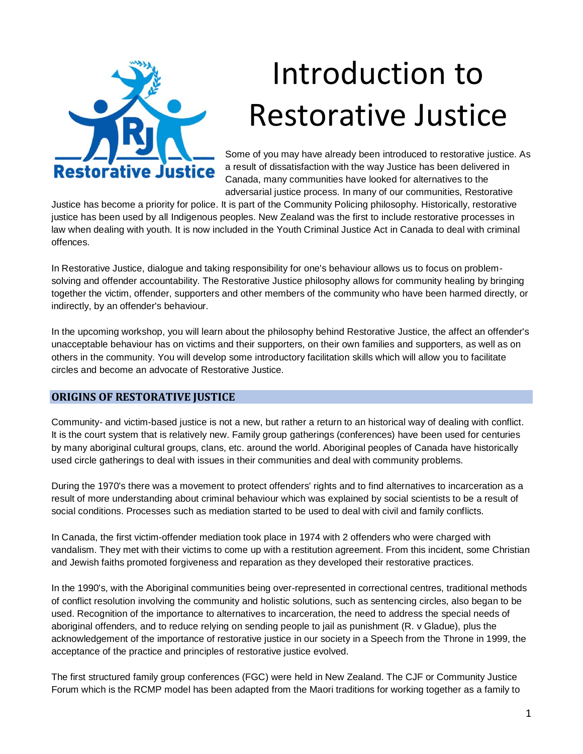# Introduction to Restorative Justice

Some of you may have already been introduced to restorative justice. As a result of dissatisfaction with the way Justice has been delivered in Canada, many communities have looked for alternatives to the adversarial justice process. In many of our communities, Restorative Justice has become a priority for police. It is part of the Community Policing philosophy. Historically, restorative justice has been used by all Indigenous peoples. New Zealand was the first to include restorative processes in law when dealing with youth. It is now included in the Youth Criminal Justice Act in Canada to deal with criminal offences.

In Restorative Justice, dialogue and taking responsibility for one's behaviour allows us to focus on problem-solving and offender accountability. The Restorative Justice philosophy allows for community healing by bringing together the victim, offender, supporters and other members of the community who have been harmed directly, or indirectly, by an offender's behaviour.

In the upcoming workshop, you will learn about the philosophy behind Restorative Justice, the affect an offender's unacceptable behaviour has on victims and their supporters, on their own families and supporters, as well as on others in the community. You will develop some introductory facilitation skills which will allow you to facilitate circles and become an advocate of Restorative Justice.

## ORIGINS OF RESTORATIVE JUSTICE

Community- and victim-based justice is not a new, but rather a return to an historical way of dealing with conflict. It is the court system that is relatively new. Family group gatherings (conferences) have been used for centuries by many aboriginal cultural groups, clans, etc. around the world. Aboriginal peoples of Canada have historically used circle gatherings to deal with issues in their communities and deal with community problems.

During the 1970's there was a movement to protect offenders' rights and to find alternatives to incarceration as a result of more understanding about criminal behaviour which was explained by social scientists to be a result of social conditions. Processes such as mediation started to be used to deal with civil and family conflicts.

In Canada, the first victim-offender mediation took place in 1974 with 2 offenders who were charged with vandalism. They met with their victims to come up with a restitution agreement. From this incident, some Christian and Jewish faiths promoted forgiveness and reparation as they developed their restorative practices.

In the 1990's, with the Aboriginal communities being over-represented in correctional centres, traditional methods of conflict resolution involving the community and holistic solutions, such as sentencing circles, also began to be used. Recognition of the importance to alternatives to incarceration, the need to address the special needs of aboriginal offenders, and to reduce relying on sending people to jail as punishment (R. v Gladue), plus the acknowledgement of the importance of restorative justice in our society in a Speech from the Throne in 1999, the acceptance of the practice and principles of restorative justice evolved.

The first structured family group conferences (FGC) were held in New Zealand. The CJF or Community Justice Forum which is the RCMP model has been adapted from the Maori traditions for working together as a family to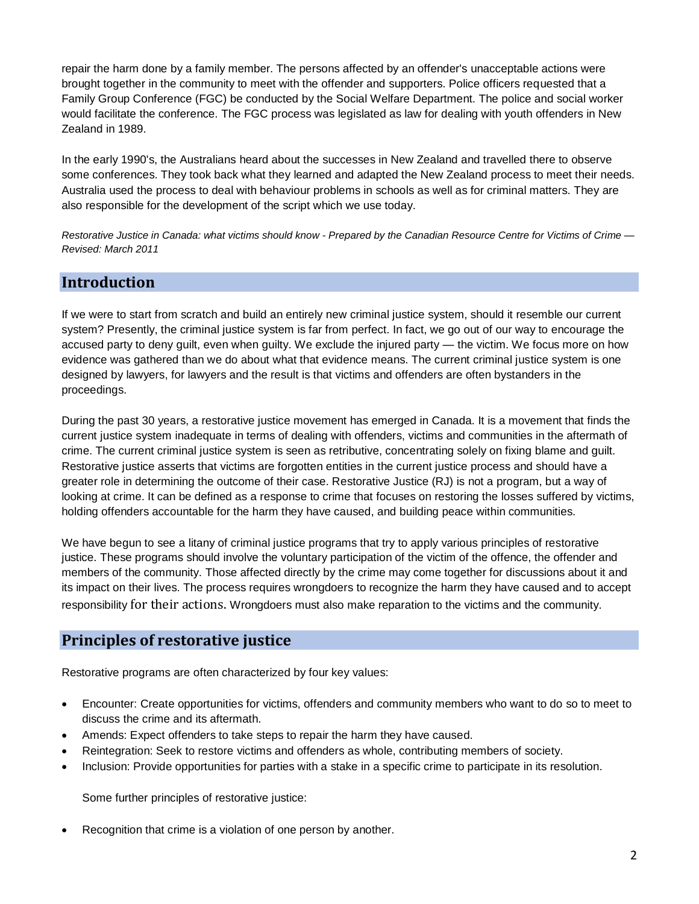repair the harm done by a family member. The persons affected by an offender's unacceptable actions were brought together in the community to meet with the offender and supporters. Police officers requested that a Family Group Conference (FGC) be conducted by the Social Welfare Department. The police and social worker would facilitate the conference. The FGC process was legislated as law for dealing with youth offenders in New Zealand in 1989.

In the early 1990's, the Australians heard about the successes in New Zealand and travelled there to observe some conferences. They took back what they learned and adapted the New Zealand process to meet their needs. Australia used the process to deal with behaviour problems in schools as well as for criminal matters. They are also responsible for the development of the script which we use today.

*Restorative Justice in Canada: what victims should know - Prepared by the Canadian Resource Centre for Victims of Crime — Revised: March 2011*

## Introduction

If we were to start from scratch and build an entirely new criminal justice system, should it resemble our current system? Presently, the criminal justice system is far from perfect. In fact, we go out of our way to encourage the accused party to deny guilt, even when guilty. We exclude the injured party — the victim. We focus more on how evidence was gathered than we do about what that evidence means. The current criminal justice system is one designed by lawyers, for lawyers and the result is that victims and offenders are often bystanders in the proceedings.

During the past 30 years, a restorative justice movement has emerged in Canada. It is a movement that finds the current justice system inadequate in terms of dealing with offenders, victims and communities in the aftermath of crime. The current criminal justice system is seen as retributive, concentrating solely on fixing blame and guilt. Restorative justice asserts that victims are forgotten entities in the current justice process and should have a greater role in determining the outcome of their case. Restorative Justice (RJ) is not a program, but a way of looking at crime. It can be defined as a response to crime that focuses on restoring the losses suffered by victims, holding offenders accountable for the harm they have caused, and building peace within communities.

We have begun to see a litany of criminal justice programs that try to apply various principles of restorative justice. These programs should involve the voluntary participation of the victim of the offence, the offender and members of the community. Those affected directly by the crime may come together for discussions about it and its impact on their lives. The process requires wrongdoers to recognize the harm they have caused and to accept responsibility for their actions. Wrongdoers must also make reparation to the victims and the community.

## Principles of restorative justice

Restorative programs are often characterized by four key values:

- Encounter: Create opportunities for victims, offenders and community members who want to do so to meet to discuss the crime and its aftermath.
- Amends: Expect offenders to take steps to repair the harm they have caused.
- Reintegration: Seek to restore victims and offenders as whole, contributing members of society.
- Inclusion: Provide opportunities for parties with a stake in a specific crime to participate in its resolution.

Some further principles of restorative justice:

- Recognition that crime is a violation of one person by another.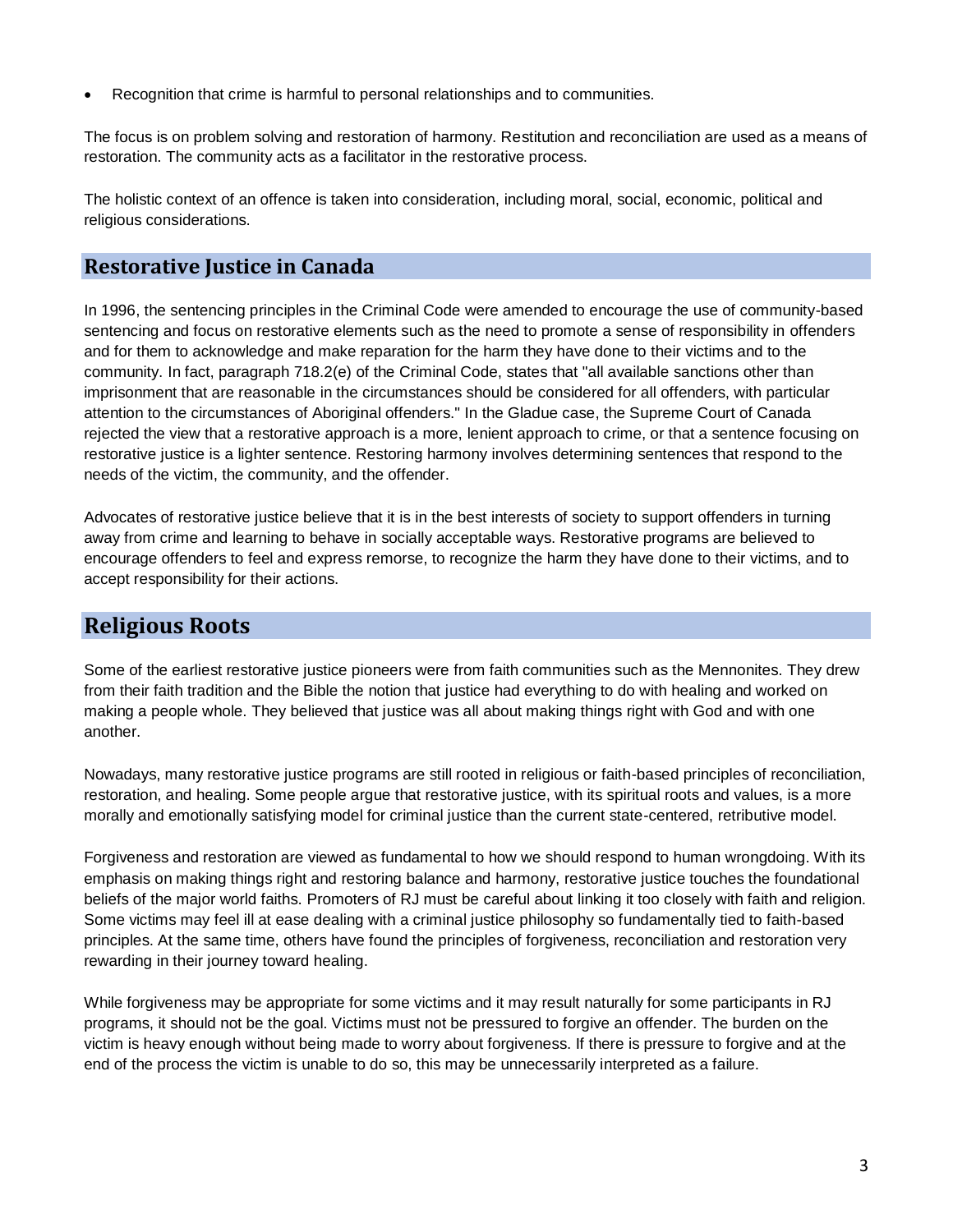- Recognition that crime is harmful to personal relationships and to communities.

The focus is on problem solving and restoration of harmony. Restitution and reconciliation are used as a means of restoration. The community acts as a facilitator in the restorative process.

The holistic context of an offence is taken into consideration, including moral, social, economic, political and religious considerations.

## Restorative Justice in Canada

In 1996, the sentencing principles in the Criminal Code were amended to encourage the use of community-based sentencing and focus on restorative elements such as the need to promote a sense of responsibility in offenders and for them to acknowledge and make reparation for the harm they have done to their victims and to the community. In fact, paragraph 718.2(e) of the Criminal Code, states that "all available sanctions other than imprisonment that are reasonable in the circumstances should be considered for all offenders, with particular attention to the circumstances of Aboriginal offenders." In the Gladue case, the Supreme Court of Canada rejected the view that a restorative approach is a more, lenient approach to crime, or that a sentence focusing on restorative justice is a lighter sentence. Restoring harmony involves determining sentences that respond to the needs of the victim, the community, and the offender.

Advocates of restorative justice believe that it is in the best interests of society to support offenders in turning away from crime and learning to behave in socially acceptable ways. Restorative programs are believed to encourage offenders to feel and express remorse, to recognize the harm they have done to their victims, and to accept responsibility for their actions.

## Religious Roots

Some of the earliest restorative justice pioneers were from faith communities such as the Mennonites. They drew from their faith tradition and the Bible the notion that justice had everything to do with healing and worked on making a people whole. They believed that justice was all about making things right with God and with one another.

Nowadays, many restorative justice programs are still rooted in religious or faith-based principles of reconciliation, restoration, and healing. Some people argue that restorative justice, with its spiritual roots and values, is a more morally and emotionally satisfying model for criminal justice than the current state-centered, retributive model.

Forgiveness and restoration are viewed as fundamental to how we should respond to human wrongdoing. With its emphasis on making things right and restoring balance and harmony, restorative justice touches the foundational beliefs of the major world faiths. Promoters of RJ must be careful about linking it too closely with faith and religion. Some victims may feel ill at ease dealing with a criminal justice philosophy so fundamentally tied to faith-based principles. At the same time, others have found the principles of forgiveness, reconciliation and restoration very rewarding in their journey toward healing.

While forgiveness may be appropriate for some victims and it may result naturally for some participants in RJ programs, it should not be the goal. Victims must not be pressured to forgive an offender. The burden on the victim is heavy enough without being made to worry about forgiveness. If there is pressure to forgive and at the end of the process the victim is unable to do so, this may be unnecessarily interpreted as a failure.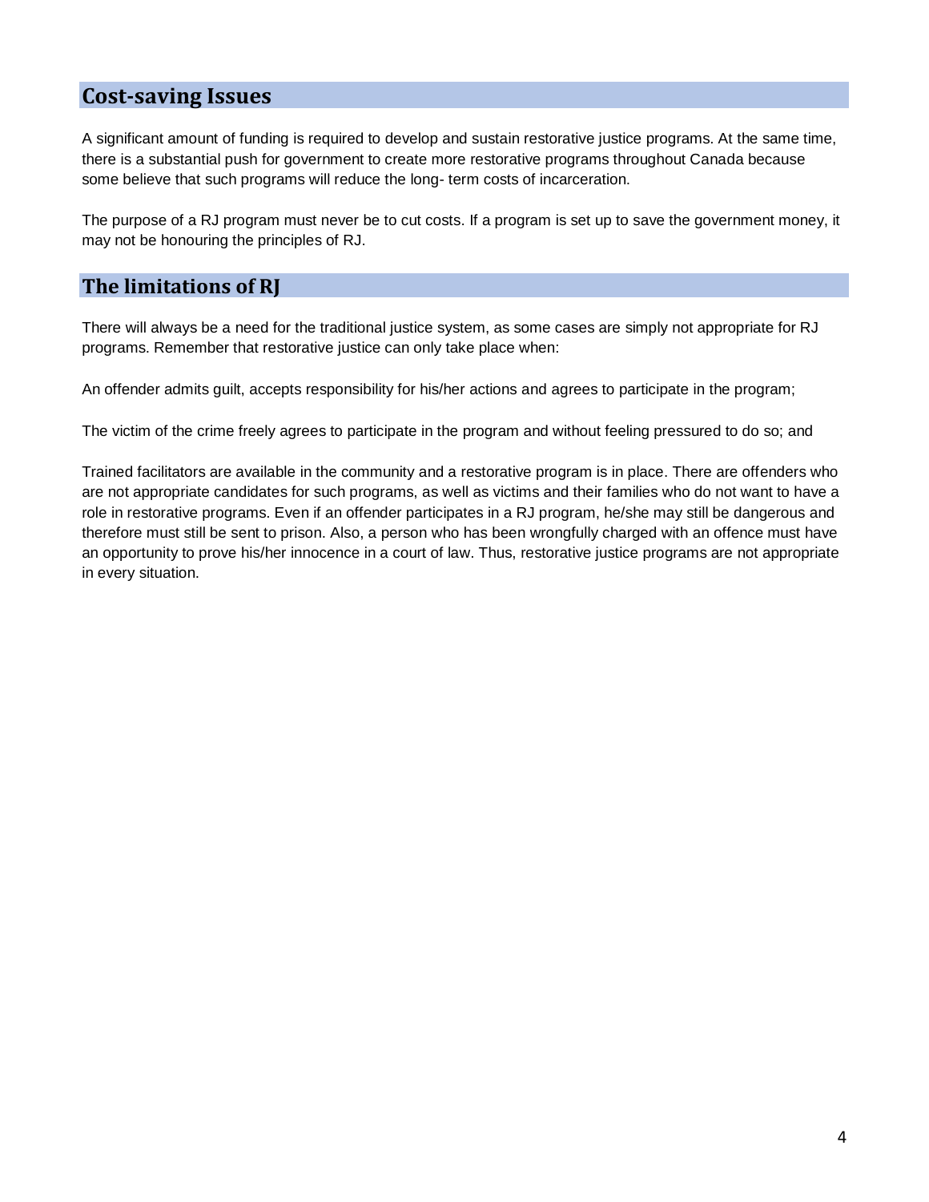## Cost-saving Issues

A significant amount of funding is required to develop and sustain restorative justice programs. At the same time, there is a substantial push for government to create more restorative programs throughout Canada because some believe that such programs will reduce the long- term costs of incarceration.

The purpose of a RJ program must never be to cut costs. If a program is set up to save the government money, it may not be honouring the principles of RJ.

## The limitations of RJ

There will always be a need for the traditional justice system, as some cases are simply not appropriate for RJ programs. Remember that restorative justice can only take place when:

An offender admits guilt, accepts responsibility for his/her actions and agrees to participate in the program;

The victim of the crime freely agrees to participate in the program and without feeling pressured to do so; and

Trained facilitators are available in the community and a restorative program is in place. There are offenders who are not appropriate candidates for such programs, as well as victims and their families who do not want to have a role in restorative programs. Even if an offender participates in a RJ program, he/she may still be dangerous and therefore must still be sent to prison. Also, a person who has been wrongfully charged with an offence must have an opportunity to prove his/her innocence in a court of law. Thus, restorative justice programs are not appropriate in every situation.